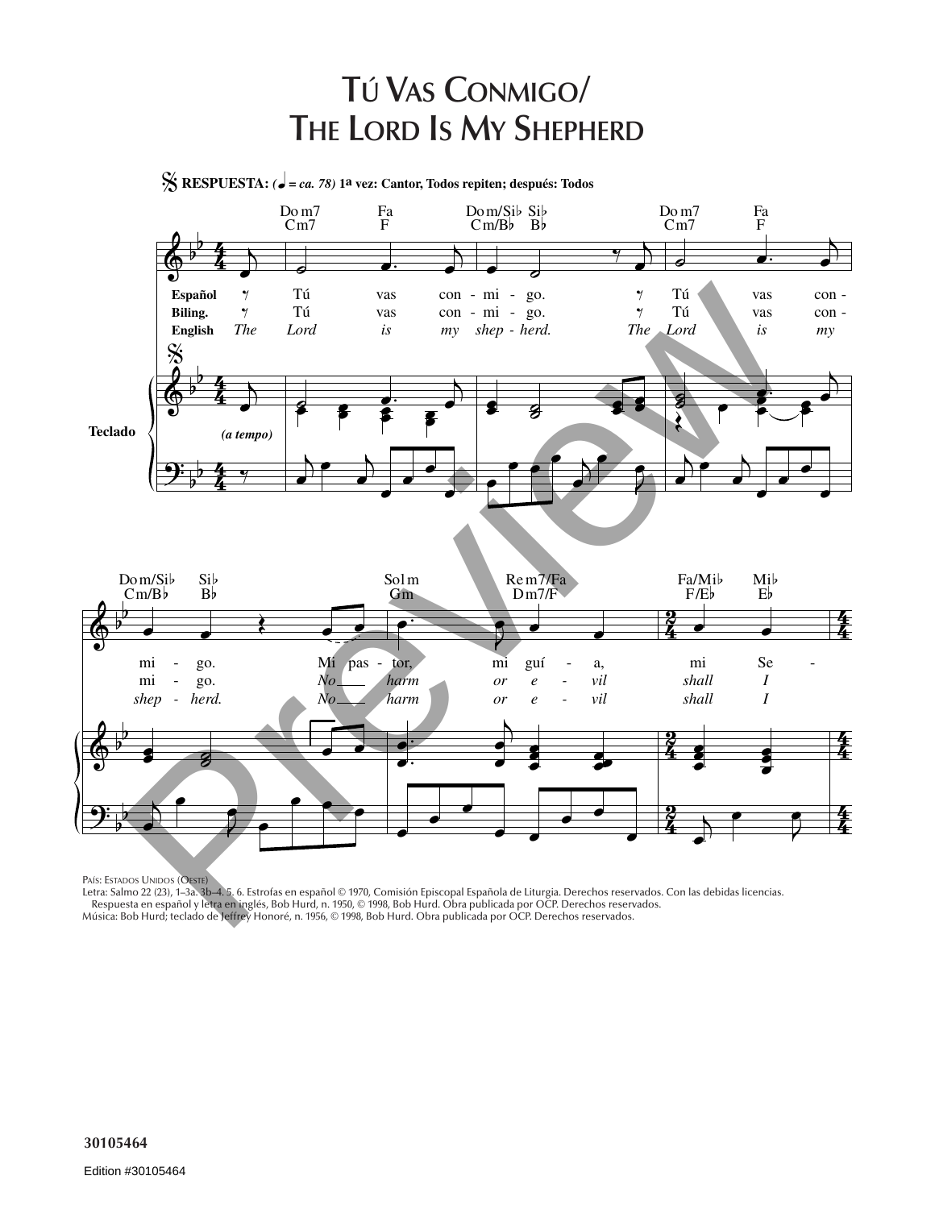# Tú Vas Conmigo/ The Lord Is My Shepherd

RESPUESTA: (♩ = ca. 78) 1ª vez: Cantor, Todos repiten; después: Todos

País: Estados Unidos (Oeste)
Letra: Salmo 22 (23), 1–3a. 3b–4. 5. 6. Estrofas en español © 1970, Comisión Episcopal Española de Liturgia. Derechos reservados. Con las debidas licencias.
Respuesta en español y letra en inglés, Bob Hurd, n. 1950, © 1998, Bob Hurd. Obra publicada por OCP. Derechos reservados.
Música: Bob Hurd; teclado de Jeffrey Honoré, n. 1956, © 1998, Bob Hurd. Obra publicada por OCP. Derechos reservados.

30105464

Edition #30105464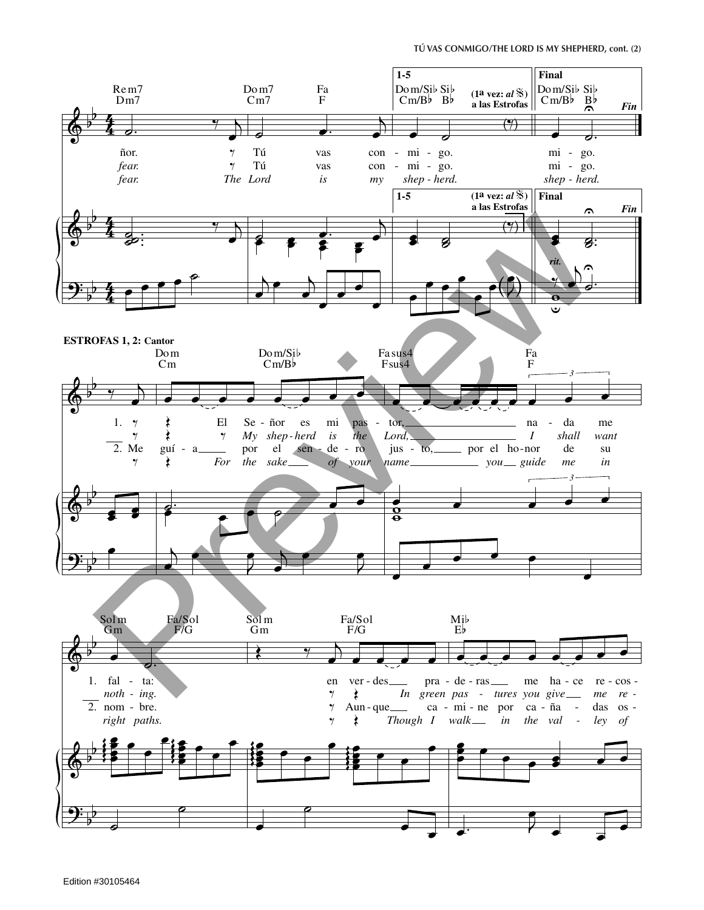Chords: Rem7 (Dm7) — Dom7 (Cm7) — Fa (F) — **1-5** Dom/Si♭ Si♭ (Cm/B♭ B♭) (1ª vez: al 𝄋) a las Estrofas — **Final** Dom/Si♭ Si♭ (Cm/B♭ B♭) *Fin*

ñor. Tú vas con - mi - go. mi - go.

*fear.* Tú vas con - mi - go. mi - go.

*fear. The Lord is my shep - herd. shep - herd.*

*rit.*

**ESTROFAS 1, 2: Cantor**

Chords: Dom (Cm) — Dom/Si♭ (Cm/B♭) — Fasus4 (Fsus4) — Fa (F)

1. El Se - ñor es mi pas - tor, na - da me

*My shep - herd is the Lord, I shall want*

2. Me guí - a por el sen - de - ro jus - to, por el ho - nor de su

*For the sake of your name you guide me in*

Chords: Solm (Gm) — Fa/Sol (F/G) — Solm (Gm) — Fa/Sol (F/G) — Mi♭ (E♭)

1. fal - ta: en ver - des pra - de - ras me ha - ce re - cos -

*noth - ing. In green pas - tures you give me re -*

2. nom - bre. Aun - que ca - mi - ne por ca - ña - das os -

*right paths. Though I walk in the val - ley of*

Edition #30105464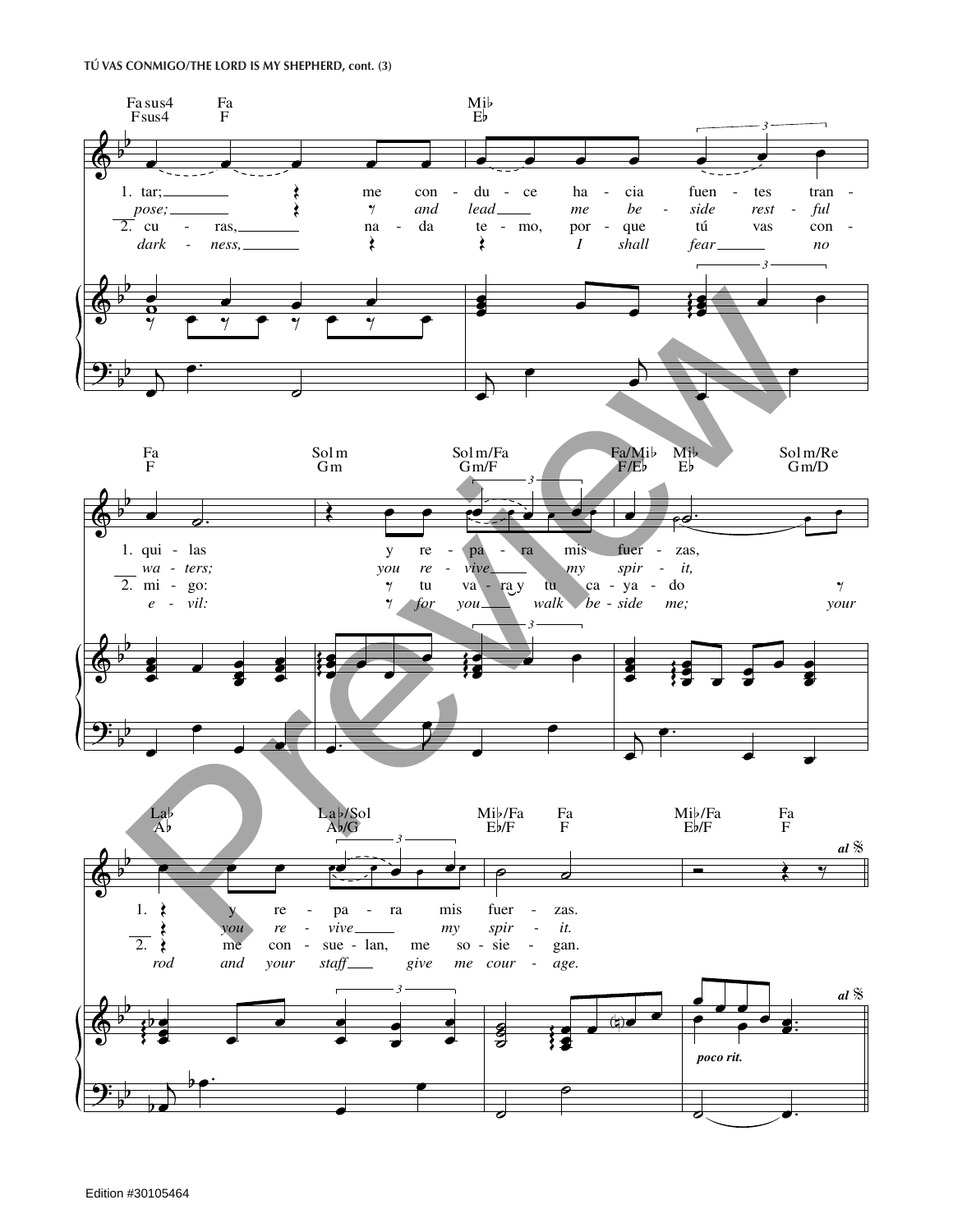Fa sus4 / Fsus4 — Fa / F — Mi♭ / E♭

1. tar; me con - du - ce ha - cia fuen - tes tran -
*pose; and lead me be - side rest - ful*
2. cu - ras, na - da te - mo, por - que tú vas con -
*dark - ness, I shall fear no*

Fa / F — Sol m / Gm — Sol m/Fa / Gm/F — Fa/Mi♭ / F/E♭ — Mi♭ / E♭ — Sol m/Re / Gm/D

1. qui - las y re - pa - ra mis fuer - zas,
*wa - ters; you re - vive my spir - it,*
2. mi - go: tu va - ra y tu ca - ya - do
*e - vil: for you walk be - side me; your*

La♭ / A♭ — La♭/Sol / A♭/G — Mi♭/Fa / E♭/F — Fa / F — Mi♭/Fa / E♭/F — Fa / F

1. y re - pa - ra mis fuer - zas.
*you re - vive my spir - it.*
2. me con - sue - lan, me so - sie - gan.
*rod and your staff give me cour - age.*

*poco rit.*

*al 𝄋*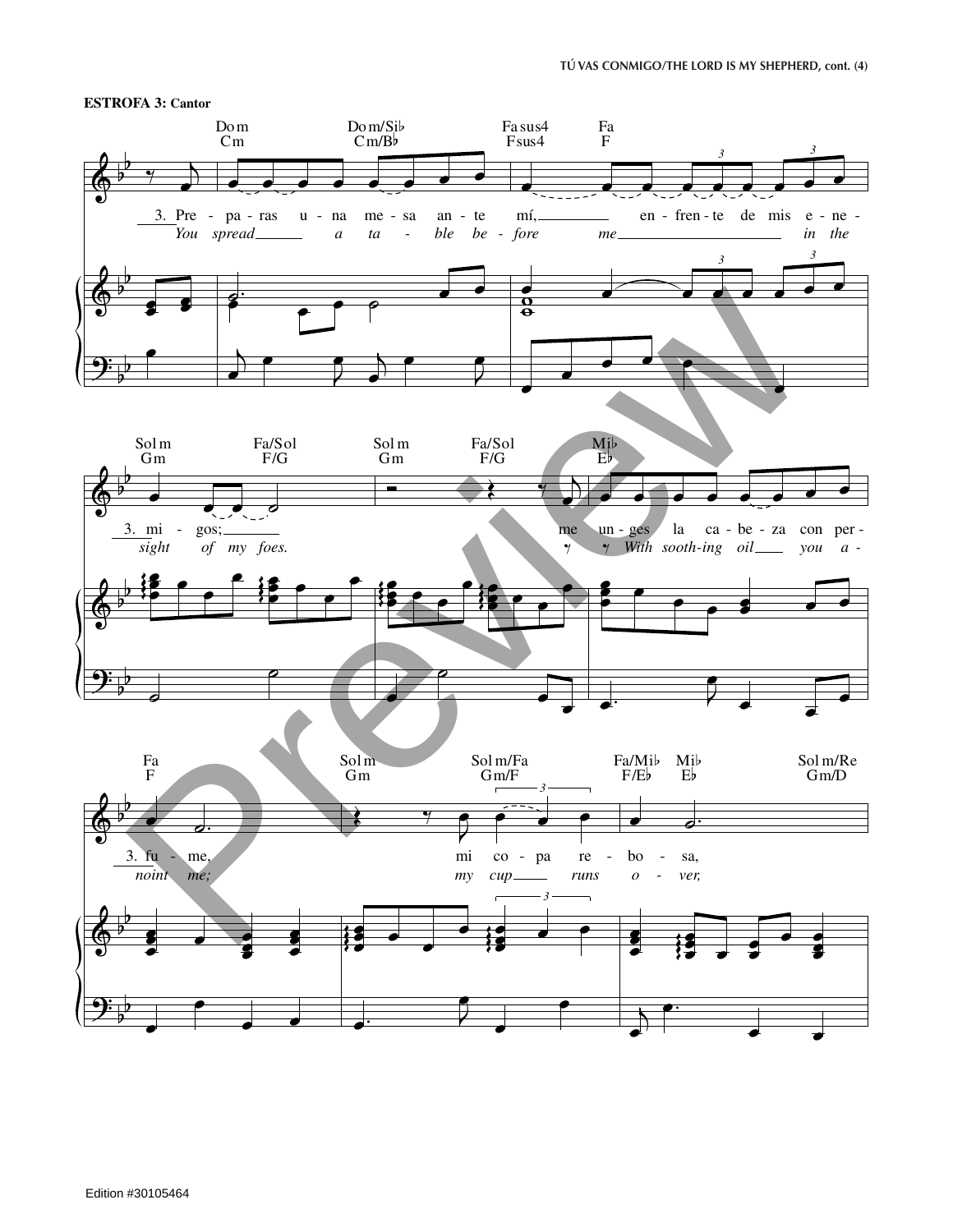**ESTROFA 3: Cantor**

Dom / Cm — Dom/Si♭ / Cm/B♭ — Fasus4 / Fsus4 — Fa / F

3. Pre - pa - ras u - na me - sa an - te mí, en - fren - te de mis e - ne -
*You spread a ta - ble be - fore me in the*

Sol m / Gm — Fa/Sol / F/G — Sol m / Gm — Fa/Sol / F/G — Mi♭ / E♭

3. mi - gos; me un - ges la ca - be - za con per -
*sight of my foes. With sooth-ing oil you a -*

Fa / F — Sol m / Gm — Sol m/Fa / Gm/F — Fa/Mi♭ / F/E♭ — Mi♭ / E♭ — Sol m/Re / Gm/D

3. fu - me, mi co - pa re - bo - sa,
*noint me; my cup runs o - ver,*

Edition #30105464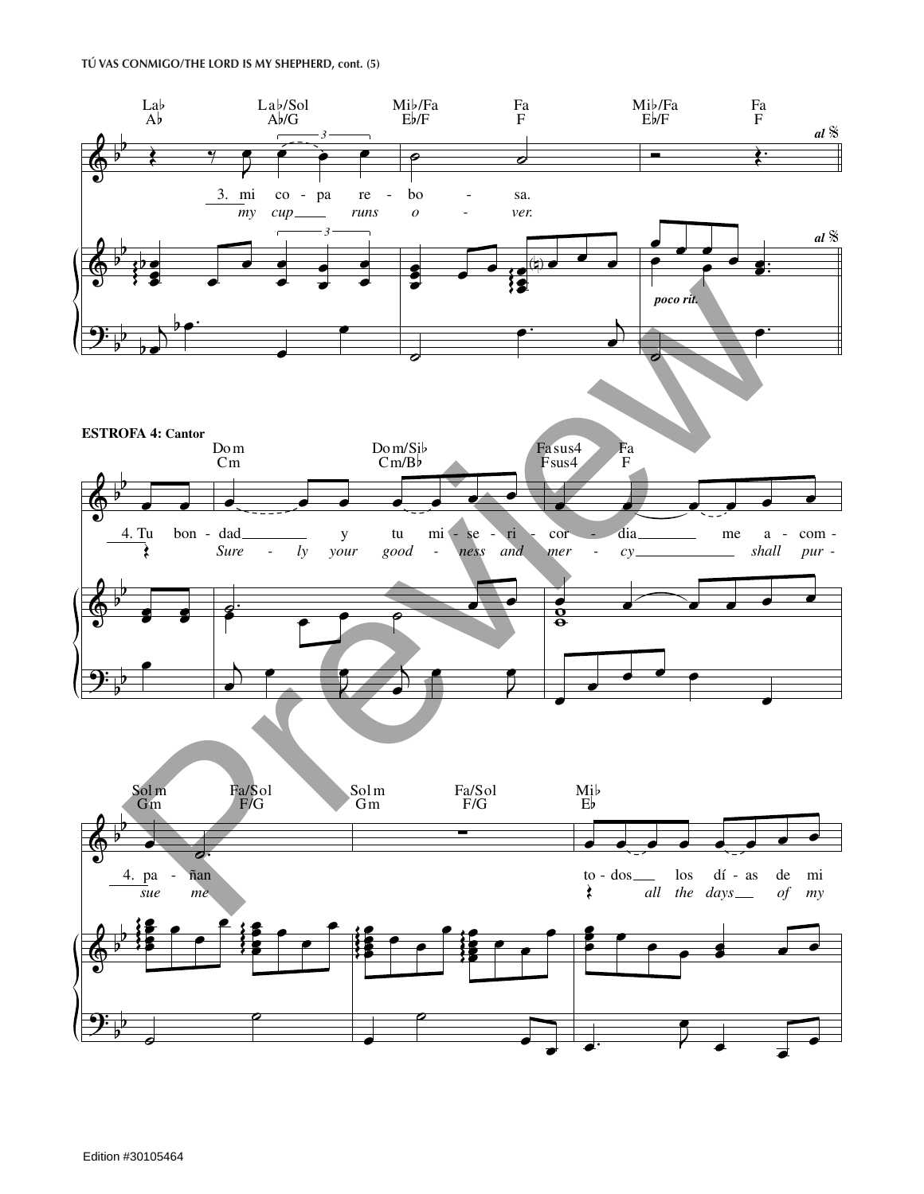ESTROFA 4: Cantor

La♭ / A♭ — La♭/Sol / A♭/G — Mi♭/Fa / E♭/F — Fa / F — Mi♭/Fa / E♭/F — Fa / F

3. mi co - pa re - bo - sa.
*my cup runs o - ver.*

*poco rit.* — *al* 𝄋

Do m / Cm — Do m/Si♭ / Cm/B♭ — Fa sus4 / Fsus4 — Fa / F

4. Tu bon - dad y tu mi - se - ri - cor - dia me a - com -
*Sure - ly your good - ness and mer - cy shall pur -*

Sol m / Gm — Fa/Sol / F/G — Sol m / Gm — Fa/Sol / F/G — Mi♭ / E♭

4. pa - ñan to - dos los dí - as de mi
*sue me all the days of my*

Edition #30105464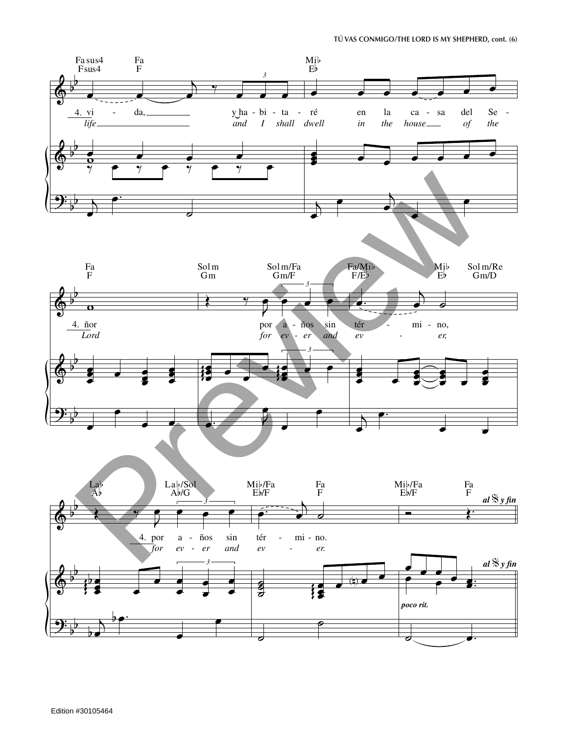Fa sus4 / Fsus4 — Fa / F — Mi♭ / E♭

4. vi - da, y ha - bi - ta - ré en la ca - sa del Se -

*life and I shall dwell in the house of the*

Fa / F — Sol m / Gm — Sol m/Fa / Gm/F — Fa/Mi♭ / F/E♭ — Mi♭ / E♭ — Sol m/Re / Gm/D

4. ñor por a - ños sin tér - mi - no,

*Lord for ev - er and ev - er,*

La♭ / A♭ — La♭/Sol / A♭/G — Mi♭/Fa / E♭/F — Fa / F — Mi♭/Fa / E♭/F — Fa / F

4. por a - ños sin tér - mi - no.

*for ev - er and ev - er.*

*poco rit.*

**al 𝄋 y fin**